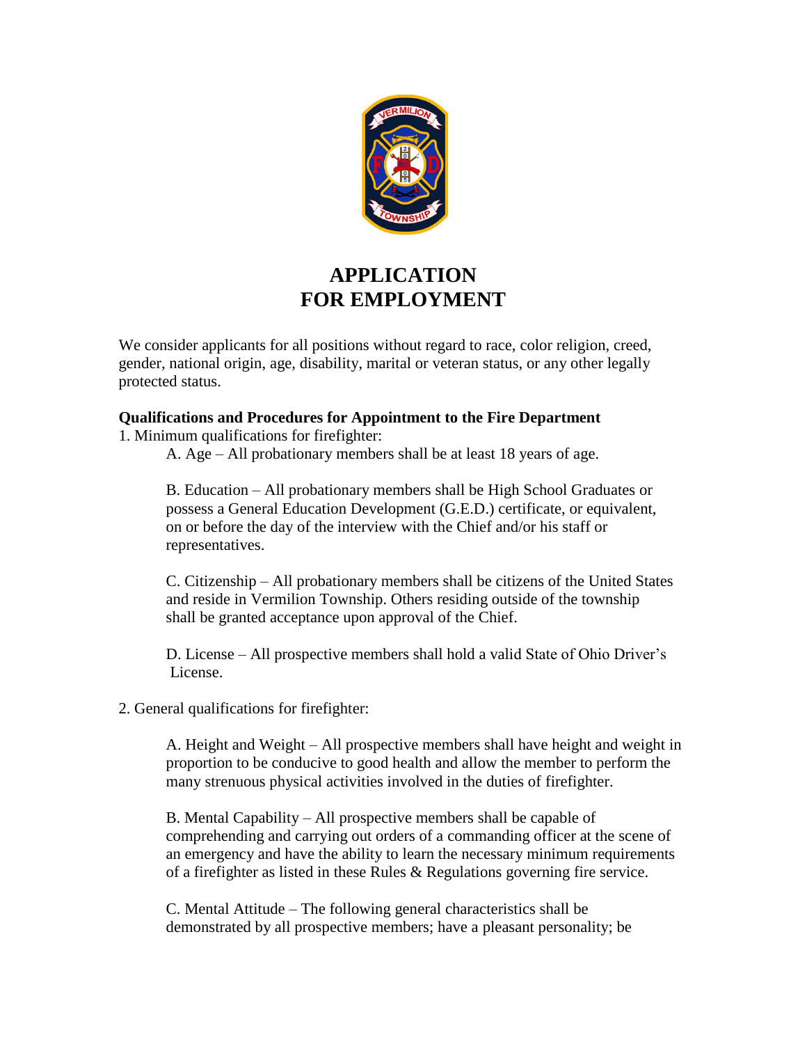# APPLICATION FOR EMPLOYMENT

We consider applicants for all positions without regard to race, color religion, creed, gender, national origin, age, disability, marital or veteran status, or any other legally protected status.

**Qualifications and Procedures for Appointment to the Fire Department**

1. Minimum qualifications for firefighter:

   A. Age – All probationary members shall be at least 18 years of age.

   B. Education – All probationary members shall be High School Graduates or possess a General Education Development (G.E.D.) certificate, or equivalent, on or before the day of the interview with the Chief and/or his staff or representatives.

   C. Citizenship – All probationary members shall be citizens of the United States and reside in Vermilion Township. Others residing outside of the township shall be granted acceptance upon approval of the Chief.

   D. License – All prospective members shall hold a valid State of Ohio Driver's License.

2. General qualifications for firefighter:

   A. Height and Weight – All prospective members shall have height and weight in proportion to be conducive to good health and allow the member to perform the many strenuous physical activities involved in the duties of firefighter.

   B. Mental Capability – All prospective members shall be capable of comprehending and carrying out orders of a commanding officer at the scene of an emergency and have the ability to learn the necessary minimum requirements of a firefighter as listed in these Rules & Regulations governing fire service.

   C. Mental Attitude – The following general characteristics shall be demonstrated by all prospective members; have a pleasant personality; be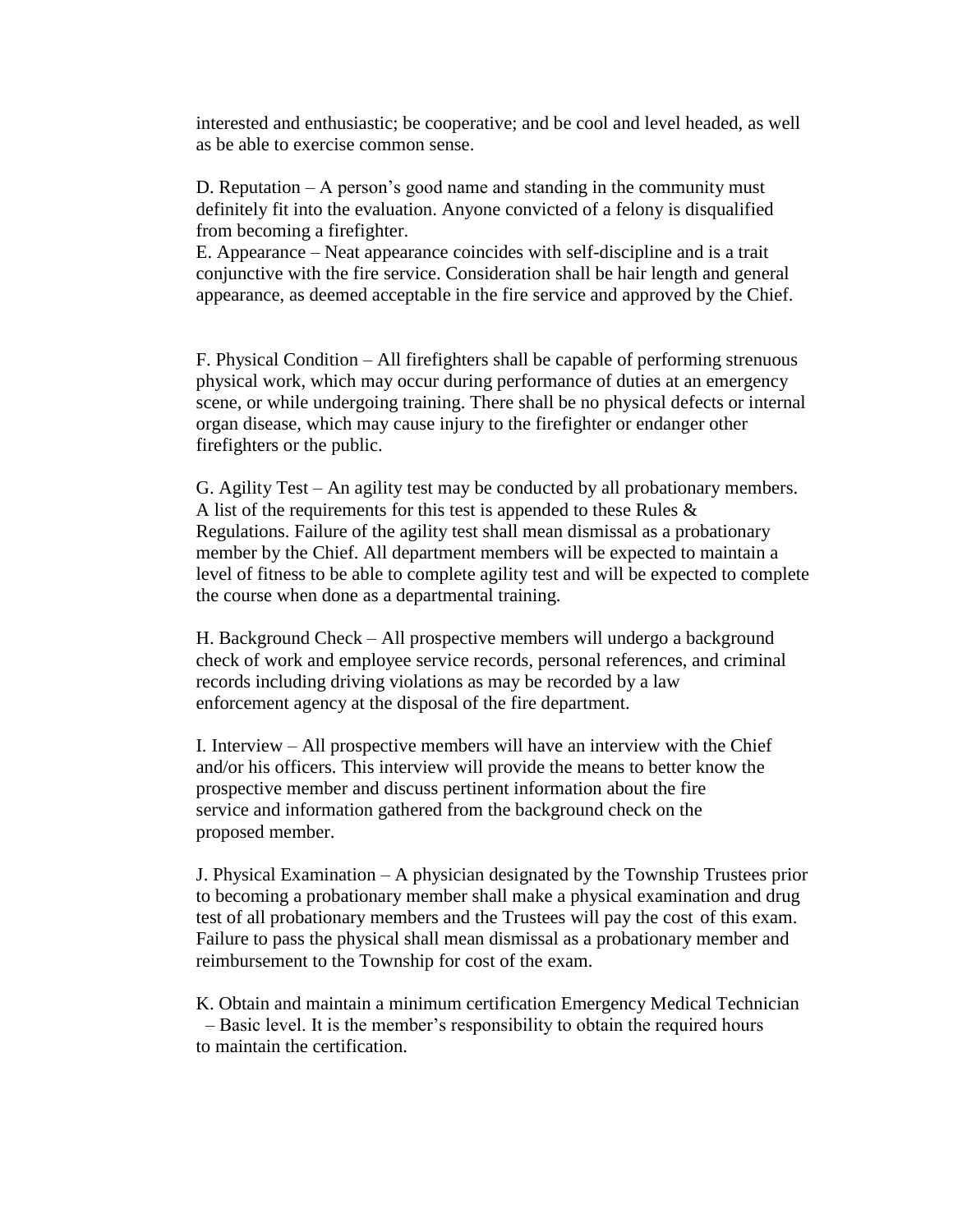interested and enthusiastic; be cooperative; and be cool and level headed, as well as be able to exercise common sense.

D. Reputation – A person's good name and standing in the community must definitely fit into the evaluation. Anyone convicted of a felony is disqualified from becoming a firefighter.

E. Appearance – Neat appearance coincides with self-discipline and is a trait conjunctive with the fire service. Consideration shall be hair length and general appearance, as deemed acceptable in the fire service and approved by the Chief.

F. Physical Condition – All firefighters shall be capable of performing strenuous physical work, which may occur during performance of duties at an emergency scene, or while undergoing training. There shall be no physical defects or internal organ disease, which may cause injury to the firefighter or endanger other firefighters or the public.

G. Agility Test – An agility test may be conducted by all probationary members. A list of the requirements for this test is appended to these Rules & Regulations. Failure of the agility test shall mean dismissal as a probationary member by the Chief. All department members will be expected to maintain a level of fitness to be able to complete agility test and will be expected to complete the course when done as a departmental training.

H. Background Check – All prospective members will undergo a background check of work and employee service records, personal references, and criminal records including driving violations as may be recorded by a law enforcement agency at the disposal of the fire department.

I. Interview – All prospective members will have an interview with the Chief and/or his officers. This interview will provide the means to better know the prospective member and discuss pertinent information about the fire service and information gathered from the background check on the proposed member.

J. Physical Examination – A physician designated by the Township Trustees prior to becoming a probationary member shall make a physical examination and drug test of all probationary members and the Trustees will pay the cost of this exam. Failure to pass the physical shall mean dismissal as a probationary member and reimbursement to the Township for cost of the exam.

K. Obtain and maintain a minimum certification Emergency Medical Technician – Basic level. It is the member's responsibility to obtain the required hours to maintain the certification.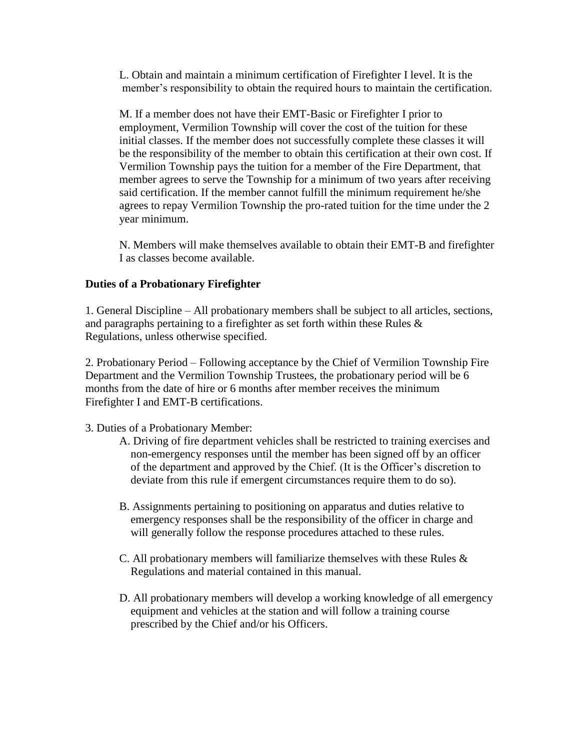L. Obtain and maintain a minimum certification of Firefighter I level. It is the member's responsibility to obtain the required hours to maintain the certification.

M. If a member does not have their EMT-Basic or Firefighter I prior to employment, Vermilion Township will cover the cost of the tuition for these initial classes. If the member does not successfully complete these classes it will be the responsibility of the member to obtain this certification at their own cost. If Vermilion Township pays the tuition for a member of the Fire Department, that member agrees to serve the Township for a minimum of two years after receiving said certification. If the member cannot fulfill the minimum requirement he/she agrees to repay Vermilion Township the pro-rated tuition for the time under the 2 year minimum.

N. Members will make themselves available to obtain their EMT-B and firefighter I as classes become available.

**Duties of a Probationary Firefighter**

1. General Discipline – All probationary members shall be subject to all articles, sections, and paragraphs pertaining to a firefighter as set forth within these Rules & Regulations, unless otherwise specified.

2. Probationary Period – Following acceptance by the Chief of Vermilion Township Fire Department and the Vermilion Township Trustees, the probationary period will be 6 months from the date of hire or 6 months after member receives the minimum Firefighter I and EMT-B certifications.

3. Duties of a Probationary Member:

   A. Driving of fire department vehicles shall be restricted to training exercises and non-emergency responses until the member has been signed off by an officer of the department and approved by the Chief. (It is the Officer's discretion to deviate from this rule if emergent circumstances require them to do so).

   B. Assignments pertaining to positioning on apparatus and duties relative to emergency responses shall be the responsibility of the officer in charge and will generally follow the response procedures attached to these rules.

   C. All probationary members will familiarize themselves with these Rules & Regulations and material contained in this manual.

   D. All probationary members will develop a working knowledge of all emergency equipment and vehicles at the station and will follow a training course prescribed by the Chief and/or his Officers.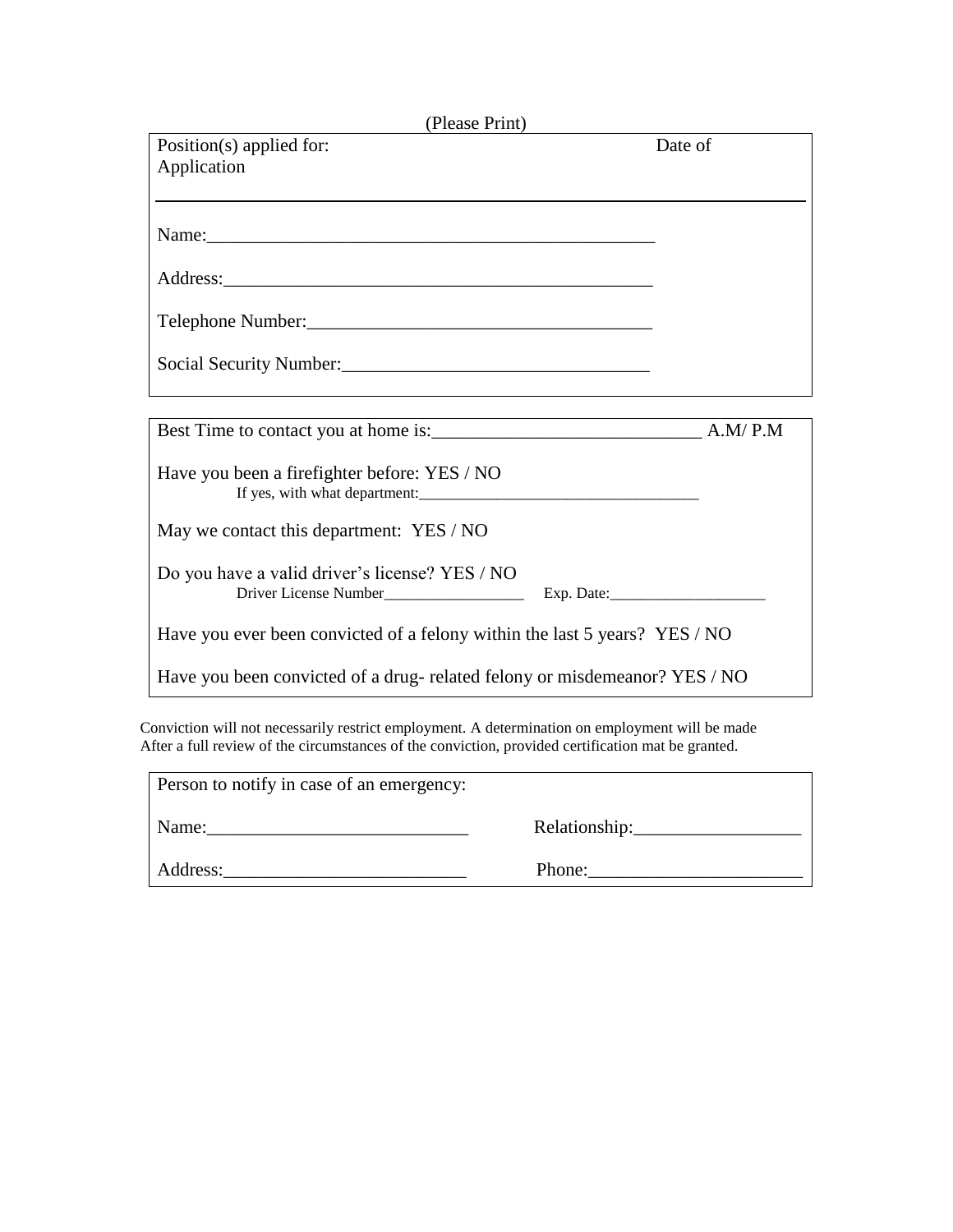(Please Print)

Position(s) applied for: Date of Application

---

Name:_______________________________________________

Address:_____________________________________________

Telephone Number:____________________________________

Social Security Number:________________________________

---

Best Time to contact you at home is:_____________________________ A.M/ P.M

Have you been a firefighter before: YES / NO

If yes, with what department:____________________________________

May we contact this department: YES / NO

Do you have a valid driver's license? YES / NO

Driver License Number__________________ Exp. Date:____________________

Have you ever been convicted of a felony within the last 5 years? YES / NO

Have you been convicted of a drug- related felony or misdemeanor? YES / NO

---

Conviction will not necessarily restrict employment. A determination on employment will be made After a full review of the circumstances of the conviction, provided certification mat be granted.

---

Person to notify in case of an emergency:

Name:___________________________ Relationship:_________________

Address:_________________________ Phone:______________________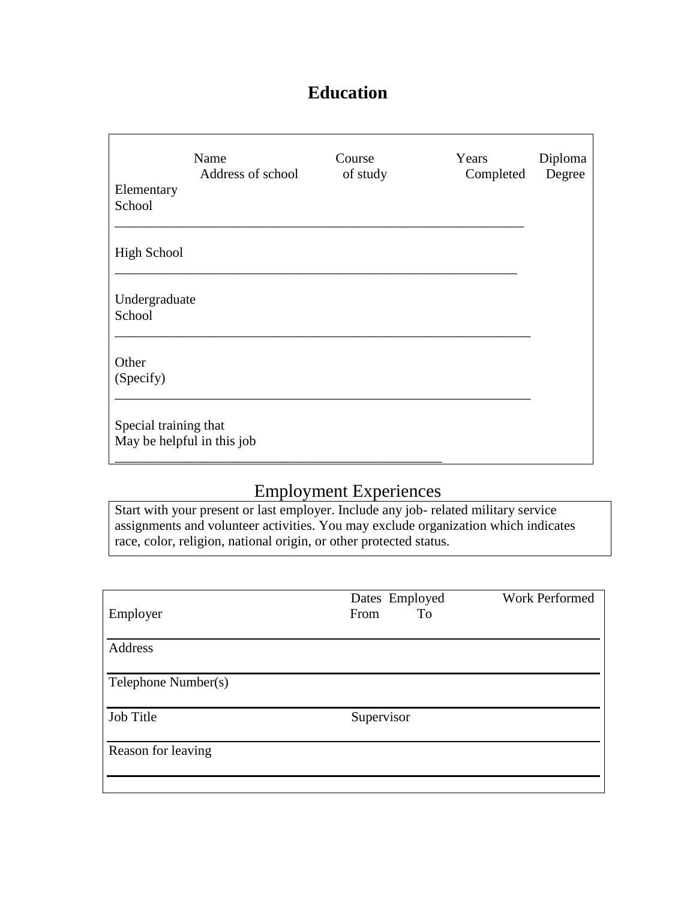# Education

| | Name<br>Address of school | Course<br>of study | Years<br>Completed | Diploma<br>Degree |
|---|---|---|---|---|
| Elementary School | | | | |
| High School | | | | |
| Undergraduate School | | | | |
| Other (Specify) | | | | |
| Special training that May be helpful in this job | | | | |

## Employment Experiences

Start with your present or last employer. Include any job- related military service assignments and volunteer activities. You may exclude organization which indicates race, color, religion, national origin, or other protected status.

| Employer | Dates Employed<br>From To | Work Performed |
|---|---|---|
| Address | | |
| Telephone Number(s) | | |
| Job Title | Supervisor | |
| Reason for leaving | | |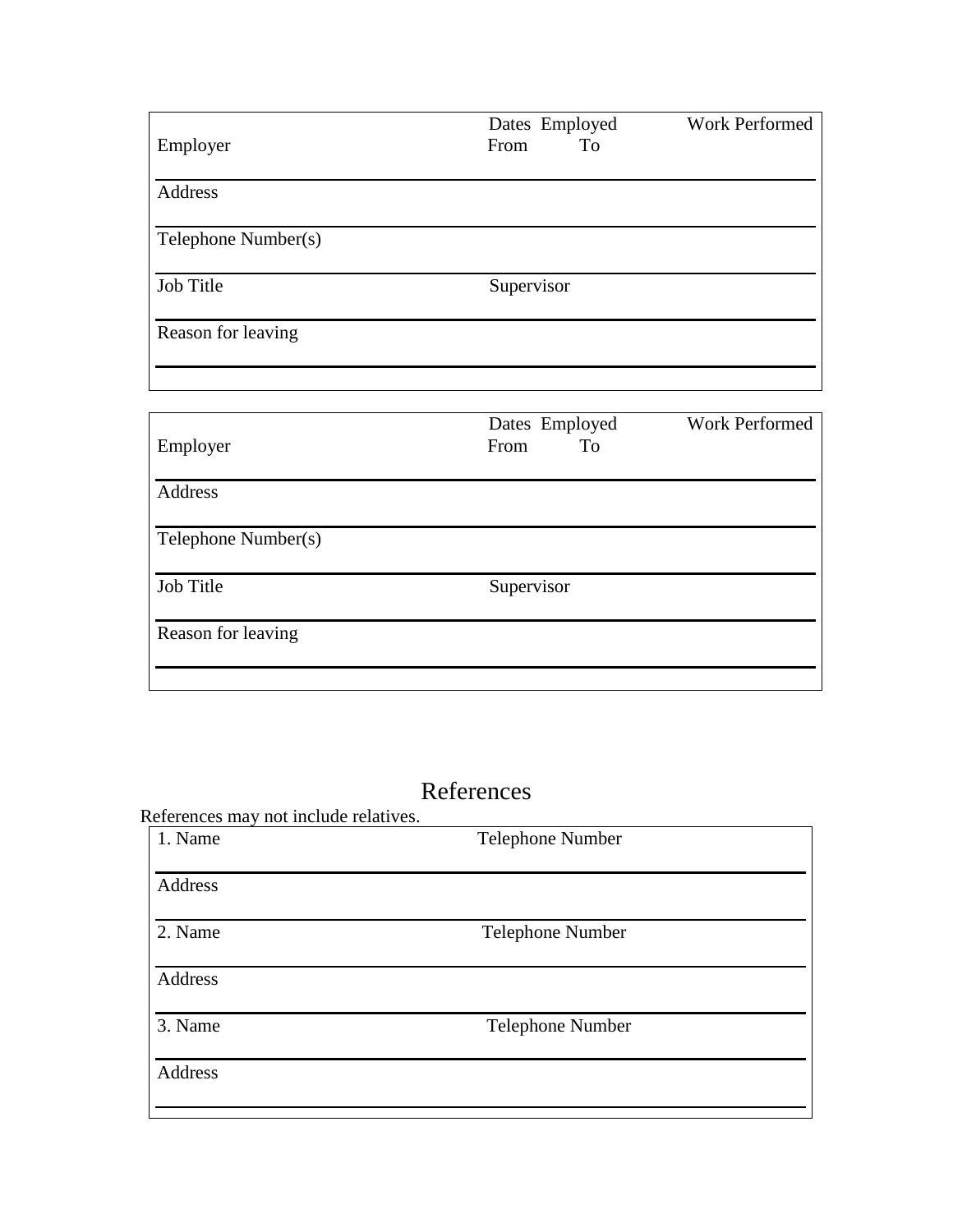| Employer | Dates Employed From To | Work Performed |
|---|---|---|
| Address | | |
| Telephone Number(s) | | |
| Job Title | Supervisor | |
| Reason for leaving | | |
| | | |

| Employer | Dates Employed From To | Work Performed |
|---|---|---|
| Address | | |
| Telephone Number(s) | | |
| Job Title | Supervisor | |
| Reason for leaving | | |
| | | |

## References

References may not include relatives.

| 1. Name | Telephone Number |
|---|---|
| Address | |
| 2. Name | Telephone Number |
| Address | |
| 3. Name | Telephone Number |
| Address | |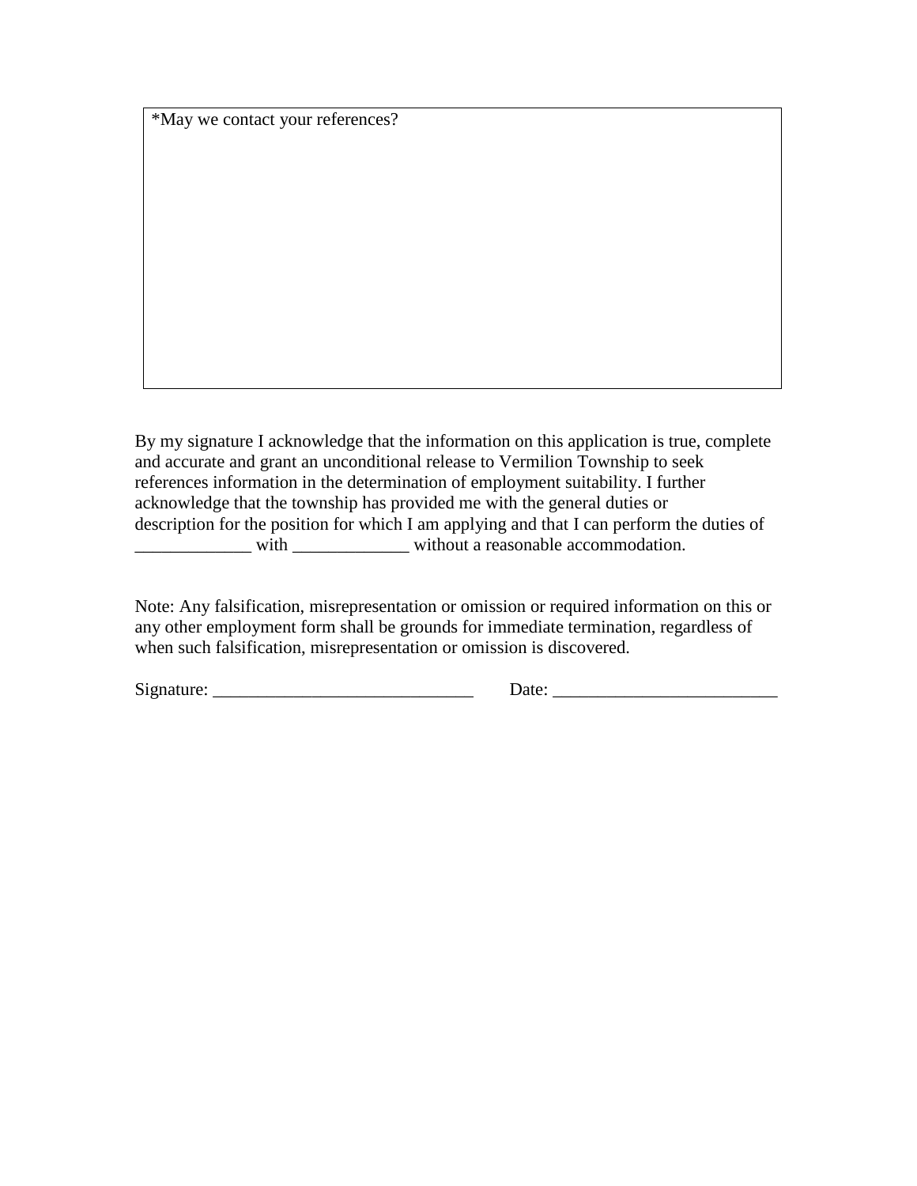| *May we contact your references? |
| --- |
| |

By my signature I acknowledge that the information on this application is true, complete and accurate and grant an unconditional release to Vermilion Township to seek references information in the determination of employment suitability. I further acknowledge that the township has provided me with the general duties or description for the position for which I am applying and that I can perform the duties of _____________ with _____________ without a reasonable accommodation.

Note: Any falsification, misrepresentation or omission or required information on this or any other employment form shall be grounds for immediate termination, regardless of when such falsification, misrepresentation or omission is discovered.

Signature: _____________________________ Date: _________________________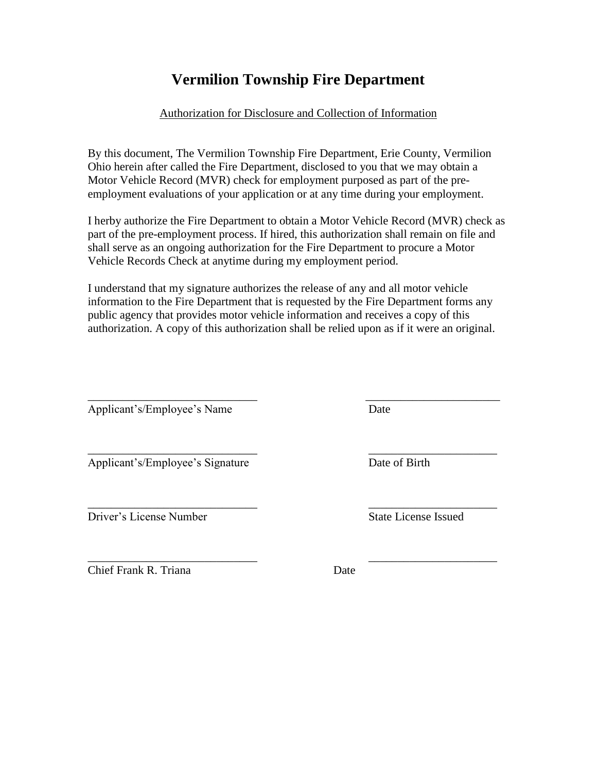# Vermilion Township Fire Department

<u>Authorization for Disclosure and Collection of Information</u>

By this document, The Vermilion Township Fire Department, Erie County, Vermilion Ohio herein after called the Fire Department, disclosed to you that we may obtain a Motor Vehicle Record (MVR) check for employment purposed as part of the pre-employment evaluations of your application or at any time during your employment.

I herby authorize the Fire Department to obtain a Motor Vehicle Record (MVR) check as part of the pre-employment process. If hired, this authorization shall remain on file and shall serve as an ongoing authorization for the Fire Department to procure a Motor Vehicle Records Check at anytime during my employment period.

I understand that my signature authorizes the release of any and all motor vehicle information to the Fire Department that is requested by the Fire Department forms any public agency that provides motor vehicle information and receives a copy of this authorization. A copy of this authorization shall be relied upon as if it were an original.

| | |
|---|---|
| ____________________________ | ______________________ |
| Applicant's/Employee's Name | Date |
| ____________________________ | ______________________ |
| Applicant's/Employee's Signature | Date of Birth |
| ____________________________ | ______________________ |
| Driver's License Number | State License Issued |
| ____________________________ | ______________________ |
| Chief Frank R. Triana | Date |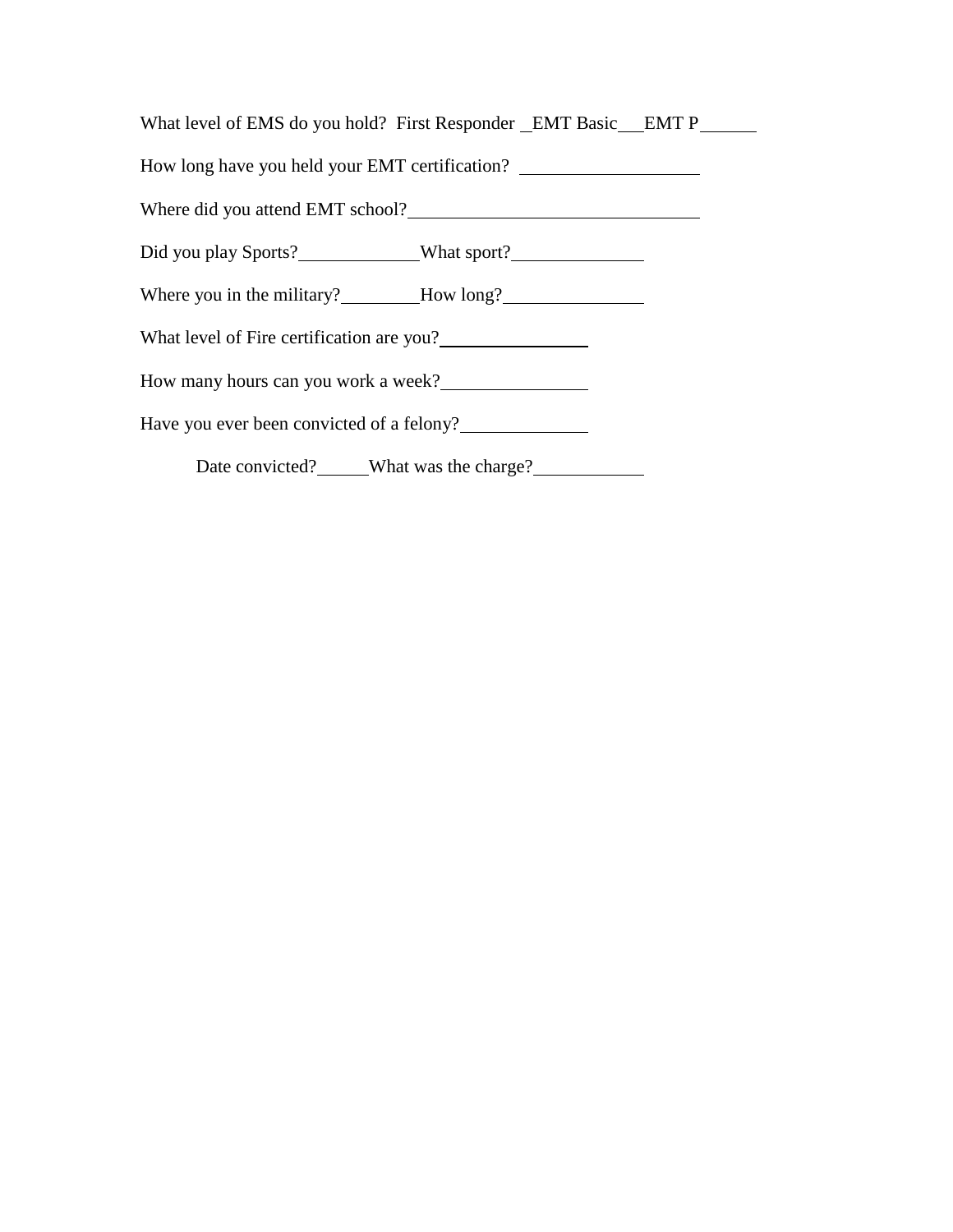What level of EMS do you hold? First Responder \_EMT Basic\_\_\_EMT P\_\_\_\_\_\_

How long have you held your EMT certification? \_\_\_\_\_\_\_\_\_\_\_\_\_\_\_\_\_\_\_\_

Where did you attend EMT school?\_\_\_\_\_\_\_\_\_\_\_\_\_\_\_\_\_\_\_\_\_\_\_\_\_\_\_\_\_\_\_\_

Did you play Sports?\_\_\_\_\_\_\_\_\_\_\_\_\_What sport?\_\_\_\_\_\_\_\_\_\_\_\_\_\_\_

Where you in the military?\_\_\_\_\_\_\_\_\_How long?\_\_\_\_\_\_\_\_\_\_\_\_\_\_\_\_

What level of Fire certification are you?\_\_\_\_\_\_\_\_\_\_\_\_\_\_\_\_\_

How many hours can you work a week?\_\_\_\_\_\_\_\_\_\_\_\_\_\_\_\_

Have you ever been convicted of a felony?\_\_\_\_\_\_\_\_\_\_\_\_\_\_

Date convicted?\_\_\_\_\_\_What was the charge?\_\_\_\_\_\_\_\_\_\_\_\_